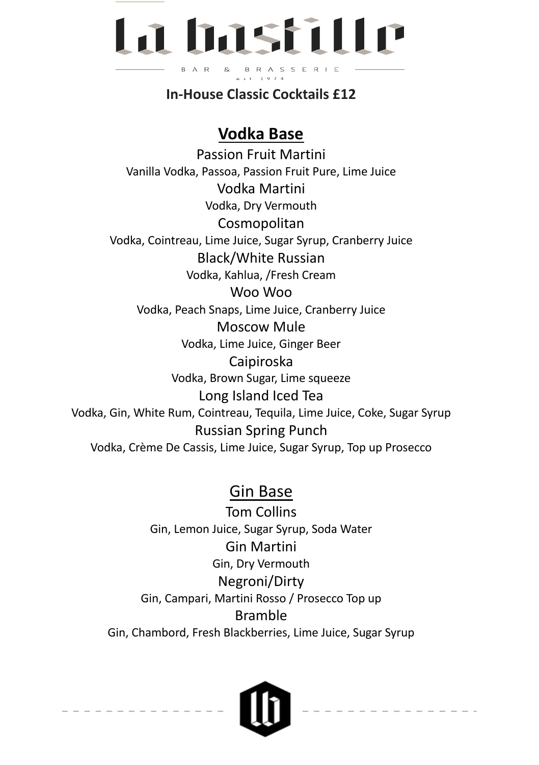# La Bastille

BAR & BRASSERIE

est 1974

**In-House Classic Cocktails £12**

## Vodka Base

Passion Fruit Martini
Vanilla Vodka, Passoa, Passion Fruit Pure, Lime Juice

Vodka Martini
Vodka, Dry Vermouth

Cosmopolitan
Vodka, Cointreau, Lime Juice, Sugar Syrup, Cranberry Juice

Black/White Russian
Vodka, Kahlua, /Fresh Cream

Woo Woo
Vodka, Peach Snaps, Lime Juice, Cranberry Juice

Moscow Mule
Vodka, Lime Juice, Ginger Beer

Caipiroska
Vodka, Brown Sugar, Lime squeeze

Long Island Iced Tea
Vodka, Gin, White Rum, Cointreau, Tequila, Lime Juice, Coke, Sugar Syrup

Russian Spring Punch
Vodka, Crème De Cassis, Lime Juice, Sugar Syrup, Top up Prosecco

## Gin Base

Tom Collins
Gin, Lemon Juice, Sugar Syrup, Soda Water

Gin Martini
Gin, Dry Vermouth

Negroni/Dirty
Gin, Campari, Martini Rosso / Prosecco Top up

Bramble
Gin, Chambord, Fresh Blackberries, Lime Juice, Sugar Syrup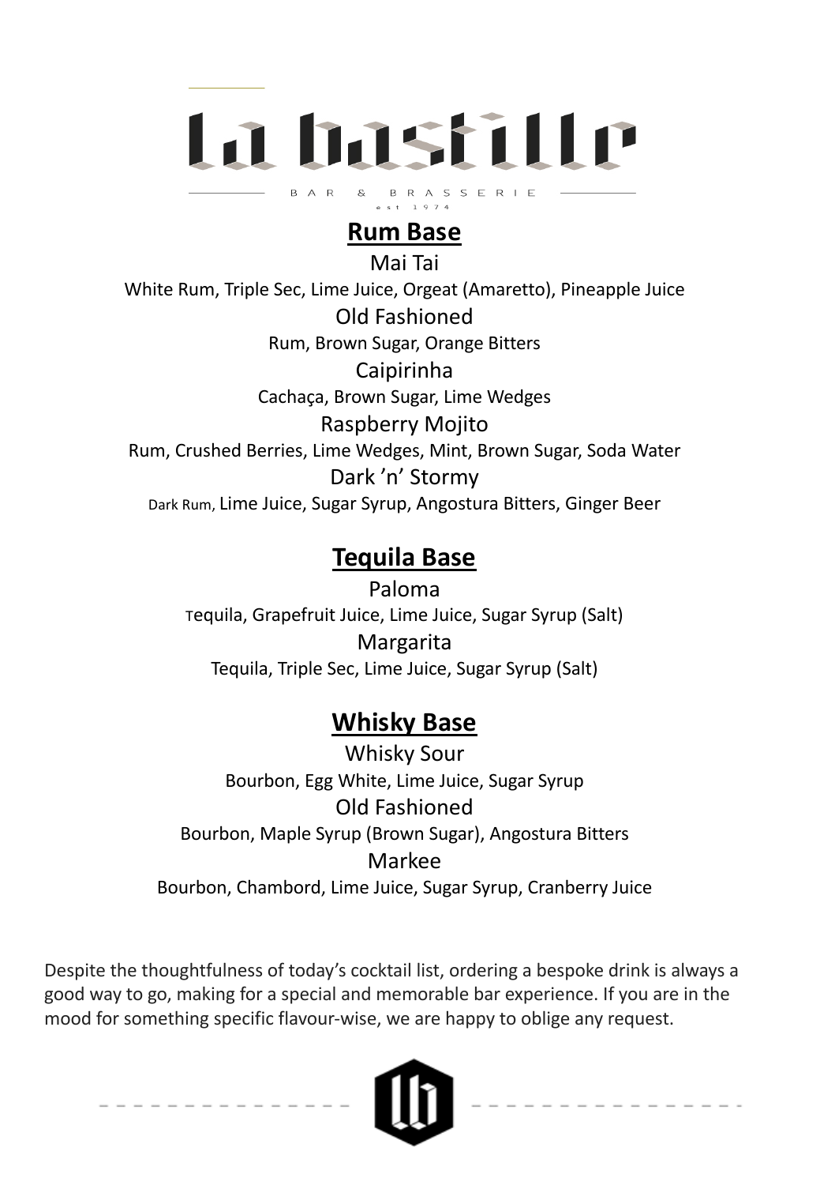# La Bastille

BAR & BRASSERIE

est 1974

## Rum Base

### Mai Tai
White Rum, Triple Sec, Lime Juice, Orgeat (Amaretto), Pineapple Juice

### Old Fashioned
Rum, Brown Sugar, Orange Bitters

### Caipirinha
Cachaça, Brown Sugar, Lime Wedges

### Raspberry Mojito
Rum, Crushed Berries, Lime Wedges, Mint, Brown Sugar, Soda Water

### Dark 'n' Stormy
Dark Rum, Lime Juice, Sugar Syrup, Angostura Bitters, Ginger Beer

## Tequila Base

### Paloma
Tequila, Grapefruit Juice, Lime Juice, Sugar Syrup (Salt)

### Margarita
Tequila, Triple Sec, Lime Juice, Sugar Syrup (Salt)

## Whisky Base

### Whisky Sour
Bourbon, Egg White, Lime Juice, Sugar Syrup

### Old Fashioned
Bourbon, Maple Syrup (Brown Sugar), Angostura Bitters

### Markee
Bourbon, Chambord, Lime Juice, Sugar Syrup, Cranberry Juice

Despite the thoughtfulness of today's cocktail list, ordering a bespoke drink is always a good way to go, making for a special and memorable bar experience. If you are in the mood for something specific flavour-wise, we are happy to oblige any request.